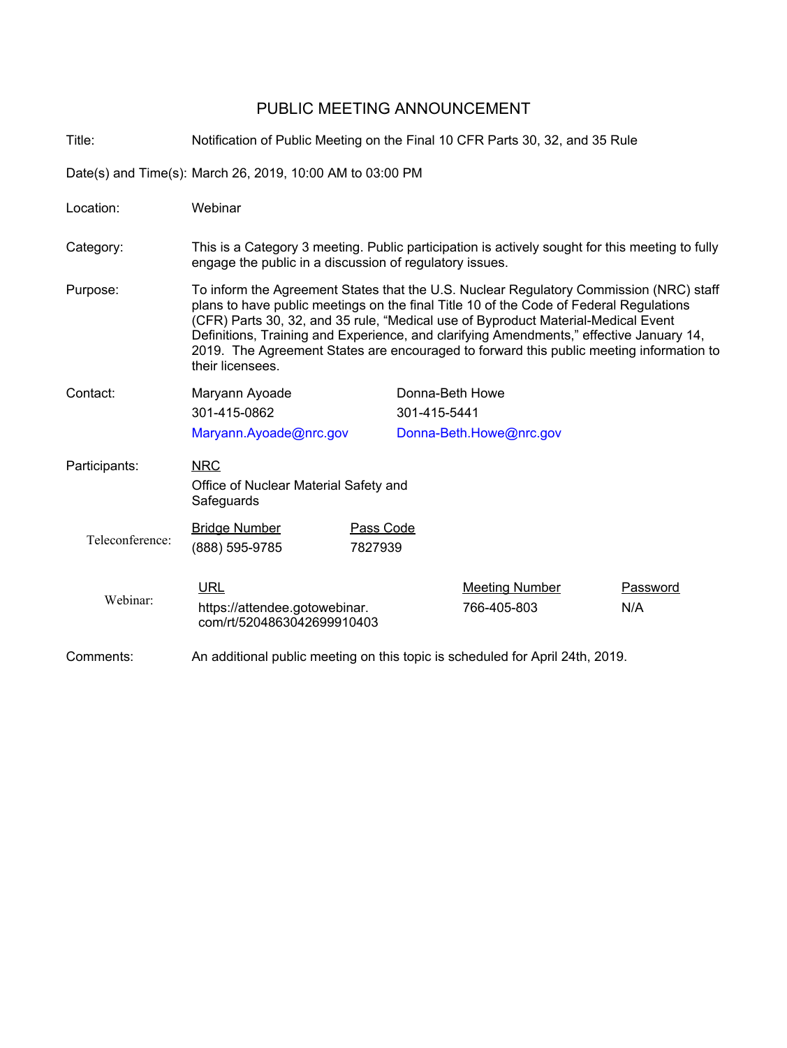# PUBLIC MEETING ANNOUNCEMENT

**Title:** Notification of Public Meeting on the Final 10 CFR Parts 30, 32, and 35 Rule

**Date(s) and Time(s):** March 26, 2019, 10:00 AM to 03:00 PM

**Location:** Webinar

**Category:** This is a Category 3 meeting. Public participation is actively sought for this meeting to fully engage the public in a discussion of regulatory issues.

**Purpose:** To inform the Agreement States that the U.S. Nuclear Regulatory Commission (NRC) staff plans to have public meetings on the final Title 10 of the Code of Federal Regulations (CFR) Parts 30, 32, and 35 rule, "Medical use of Byproduct Material-Medical Event Definitions, Training and Experience, and clarifying Amendments," effective January 14, 2019. The Agreement States are encouraged to forward this public meeting information to their licensees.

**Contact:**

| Maryann Ayoade | Donna-Beth Howe |
|---|---|
| 301-415-0862 | 301-415-5441 |
| Maryann.Ayoade@nrc.gov | Donna-Beth.Howe@nrc.gov |

**Participants:** NRC

Office of Nuclear Material Safety and Safeguards

**Teleconference:**

| Bridge Number | Pass Code |
|---|---|
| (888) 595-9785 | 7827939 |

**Webinar:**

| URL | Meeting Number | Password |
|---|---|---|
| https://attendee.gotowebinar.com/rt/5204863042699910403 | 766-405-803 | N/A |

**Comments:** An additional public meeting on this topic is scheduled for April 24th, 2019.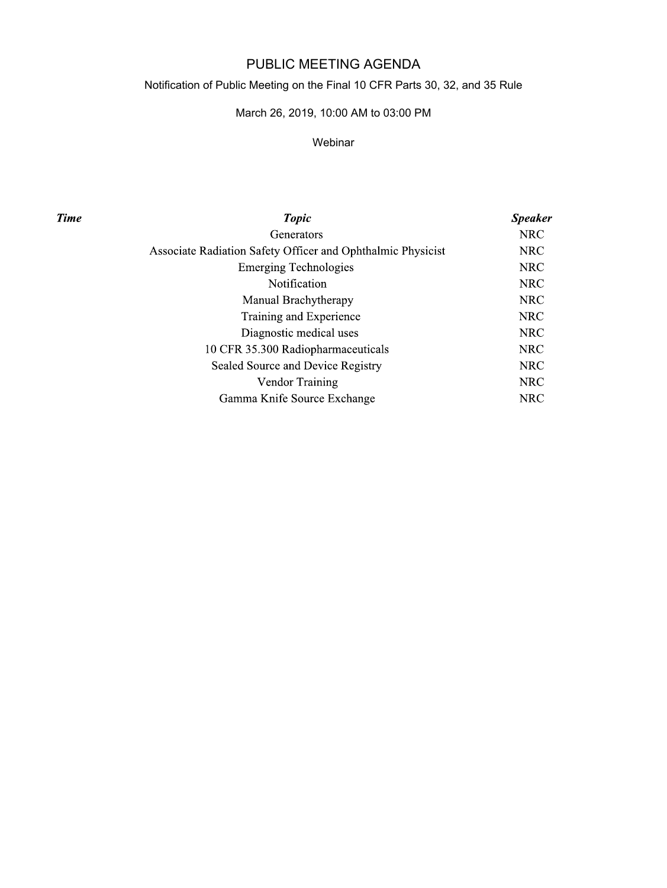# PUBLIC MEETING AGENDA

Notification of Public Meeting on the Final 10 CFR Parts 30, 32, and 35 Rule

March 26, 2019, 10:00 AM to 03:00 PM

Webinar

| *Time* | *Topic* | *Speaker* |
|---|---|---|
| | Generators | NRC |
| | Associate Radiation Safety Officer and Ophthalmic Physicist | NRC |
| | Emerging Technologies | NRC |
| | Notification | NRC |
| | Manual Brachytherapy | NRC |
| | Training and Experience | NRC |
| | Diagnostic medical uses | NRC |
| | 10 CFR 35.300 Radiopharmaceuticals | NRC |
| | Sealed Source and Device Registry | NRC |
| | Vendor Training | NRC |
| | Gamma Knife Source Exchange | NRC |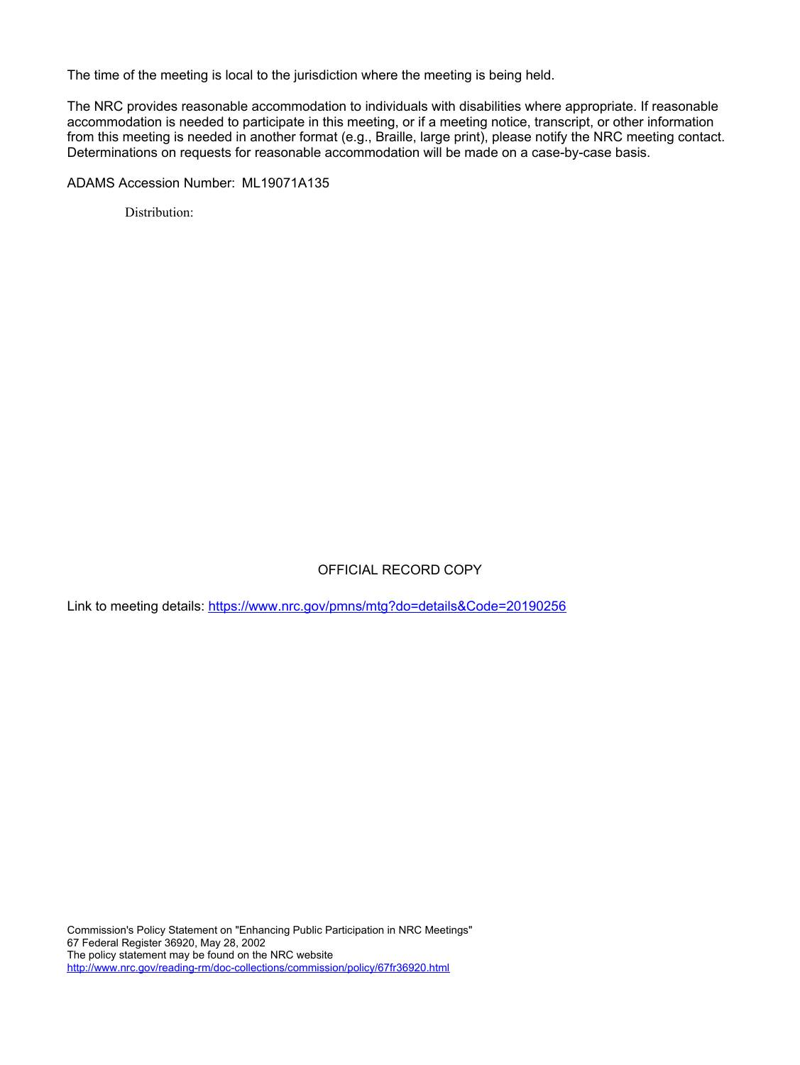The time of the meeting is local to the jurisdiction where the meeting is being held.

The NRC provides reasonable accommodation to individuals with disabilities where appropriate. If reasonable accommodation is needed to participate in this meeting, or if a meeting notice, transcript, or other information from this meeting is needed in another format (e.g., Braille, large print), please notify the NRC meeting contact. Determinations on requests for reasonable accommodation will be made on a case-by-case basis.

ADAMS Accession Number: ML19071A135

Distribution:

OFFICIAL RECORD COPY

Link to meeting details: https://www.nrc.gov/pmns/mtg?do=details&Code=20190256

Commission's Policy Statement on "Enhancing Public Participation in NRC Meetings"
67 Federal Register 36920, May 28, 2002
The policy statement may be found on the NRC website
http://www.nrc.gov/reading-rm/doc-collections/commission/policy/67fr36920.html